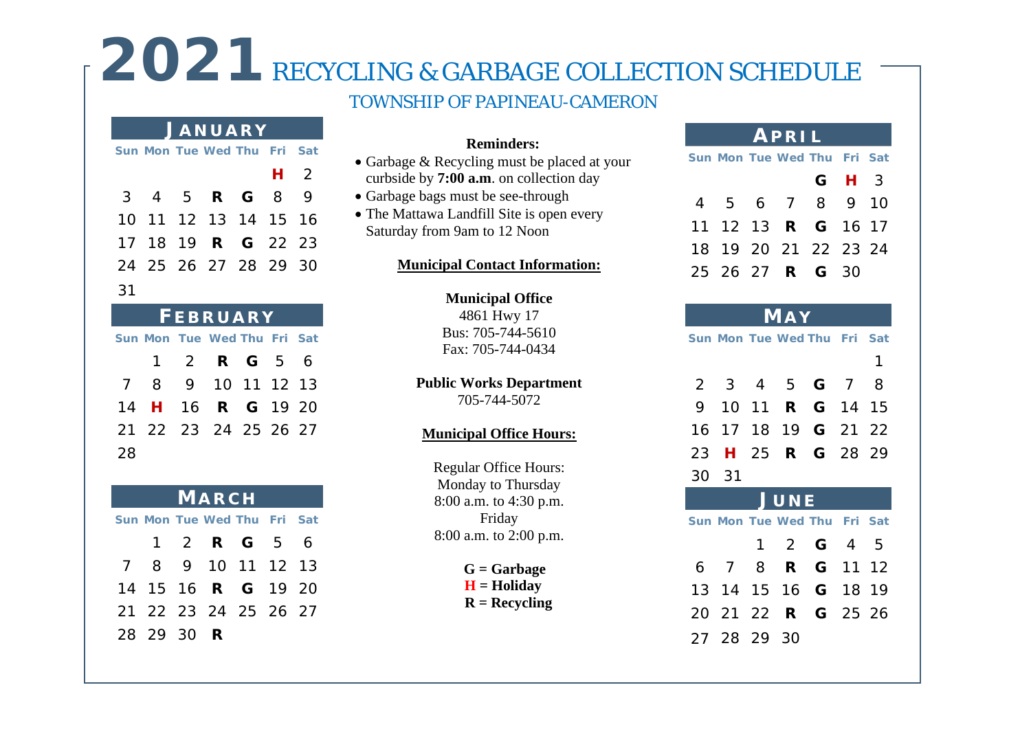# 2021 RECYCLING & GARBAGE COLLECTION SCHEDULE

## TOWNSHIP OF PAPINEAU-CAMERON

### JANUARY

| Sun | Mon | Tue | Wed | Thu | Fri | Sat |
|---|---|---|---|---|---|---|
| | | | | | H | 2 |
| 3 | 4 | 5 | R | G | 8 | 9 |
| 10 | 11 | 12 | 13 | 14 | 15 | 16 |
| 17 | 18 | 19 | R | G | 22 | 23 |
| 24 | 25 | 26 | 27 | 28 | 29 | 30 |
| 31 | | | | | | |

### FEBRUARY

| Sun | Mon | Tue | Wed | Thu | Fri | Sat |
|---|---|---|---|---|---|---|
| | 1 | 2 | R | G | 5 | 6 |
| 7 | 8 | 9 | 10 | 11 | 12 | 13 |
| 14 | H | 16 | R | G | 19 | 20 |
| 21 | 22 | 23 | 24 | 25 | 26 | 27 |
| 28 | | | | | | |

### MARCH

| Sun | Mon | Tue | Wed | Thu | Fri | Sat |
|---|---|---|---|---|---|---|
| | 1 | 2 | R | G | 5 | 6 |
| 7 | 8 | 9 | 10 | 11 | 12 | 13 |
| 14 | 15 | 16 | R | G | 19 | 20 |
| 21 | 22 | 23 | 24 | 25 | 26 | 27 |
| 28 | 29 | 30 | R | | | |

**Reminders:**

- Garbage & Recycling must be placed at your curbside by **7:00 a.m**. on collection day
- Garbage bags must be see-through
- The Mattawa Landfill Site is open every Saturday from 9am to 12 Noon

**Municipal Contact Information:**

**Municipal Office**
4861 Hwy 17
Bus: 705-744-5610
Fax: 705-744-0434

**Public Works Department**
705-744-5072

**Municipal Office Hours:**

Regular Office Hours:
Monday to Thursday
8:00 a.m. to 4:30 p.m.
Friday
8:00 a.m. to 2:00 p.m.

**G = Garbage**
**H = Holiday**
**R = Recycling**

### APRIL

| Sun | Mon | Tue | Wed | Thu | Fri | Sat |
|---|---|---|---|---|---|---|
| | | | | G | H | 3 |
| 4 | 5 | 6 | 7 | 8 | 9 | 10 |
| 11 | 12 | 13 | R | G | 16 | 17 |
| 18 | 19 | 20 | 21 | 22 | 23 | 24 |
| 25 | 26 | 27 | R | G | 30 | |

### MAY

| Sun | Mon | Tue | Wed | Thu | Fri | Sat |
|---|---|---|---|---|---|---|
| | | | | | | 1 |
| 2 | 3 | 4 | 5 | G | 7 | 8 |
| 9 | 10 | 11 | R | G | 14 | 15 |
| 16 | 17 | 18 | 19 | G | 21 | 22 |
| 23 | H | 25 | R | G | 28 | 29 |
| 30 | 31 | | | | | |

### JUNE

| Sun | Mon | Tue | Wed | Thu | Fri | Sat |
|---|---|---|---|---|---|---|
| | | 1 | 2 | G | 4 | 5 |
| 6 | 7 | 8 | R | G | 11 | 12 |
| 13 | 14 | 15 | 16 | G | 18 | 19 |
| 20 | 21 | 22 | R | G | 25 | 26 |
| 27 | 28 | 29 | 30 | | | |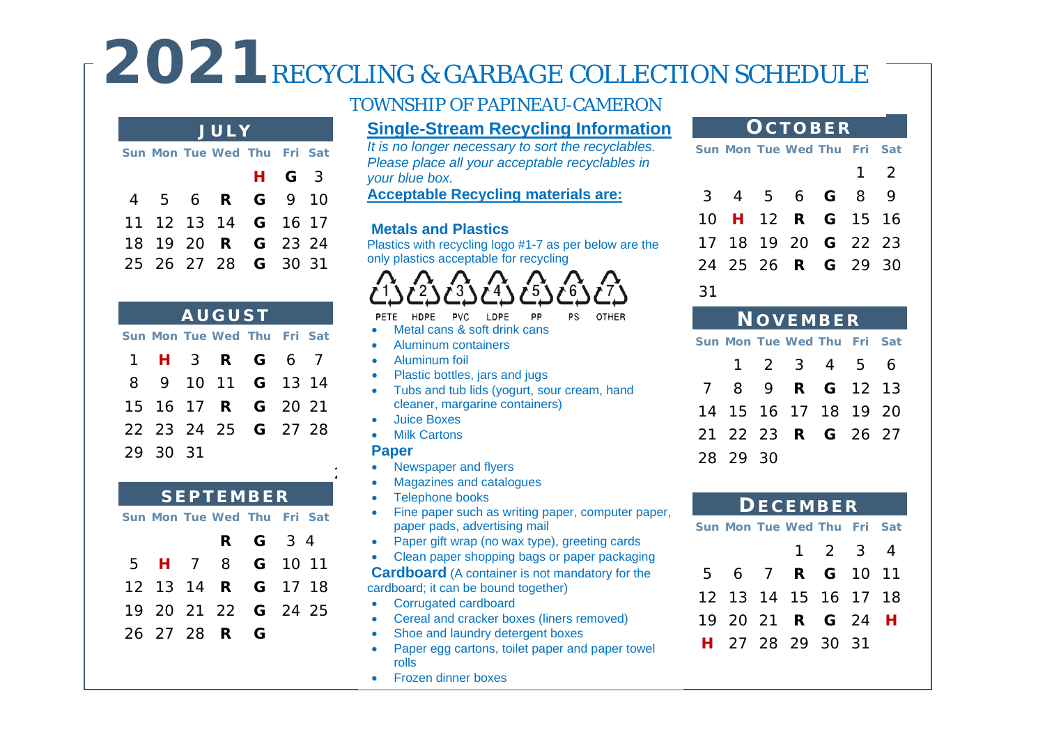# 2021 RECYCLING & GARBAGE COLLECTION SCHEDULE

TOWNSHIP OF PAPINEAU-CAMERON

## JULY

| Sun | Mon | Tue | Wed | Thu | Fri | Sat |
|---|---|---|---|---|---|---|
| | | | | H | G | 3 |
| 4 | 5 | 6 | R | G | 9 | 10 |
| 11 | 12 | 13 | 14 | G | 16 | 17 |
| 18 | 19 | 20 | R | G | 23 | 24 |
| 25 | 26 | 27 | 28 | G | 30 | 31 |

## AUGUST

| Sun | Mon | Tue | Wed | Thu | Fri | Sat |
|---|---|---|---|---|---|---|
| 1 | H | 3 | R | G | 6 | 7 |
| 8 | 9 | 10 | 11 | G | 13 | 14 |
| 15 | 16 | 17 | R | G | 20 | 21 |
| 22 | 23 | 24 | 25 | G | 27 | 28 |
| 29 | 30 | 31 | | | | |

## SEPTEMBER

| Sun | Mon | Tue | Wed | Thu | Fri | Sat |
|---|---|---|---|---|---|---|
| | | | R | G | 3 | 4 |
| 5 | H | 7 | 8 | G | 10 | 11 |
| 12 | 13 | 14 | R | G | 17 | 18 |
| 19 | 20 | 21 | 22 | G | 24 | 25 |
| 26 | 27 | 28 | R | G | | |

## Single-Stream Recycling Information

*It is no longer necessary to sort the recyclables. Please place all your acceptable recyclables in your blue box.*

**Acceptable Recycling materials are:**

### Metals and Plastics

Plastics with recycling logo #1-7 as per below are the only plastics acceptable for recycling

1 PETE, 2 HDPE, 3 PVC, 4 LDPE, 5 PP, 6 PS, 7 OTHER

- Metal cans & soft drink cans
- Aluminum containers
- Aluminum foil
- Plastic bottles, jars and jugs
- Tubs and tub lids (yogurt, sour cream, hand cleaner, margarine containers)
- Juice Boxes
- Milk Cartons

### Paper

- Newspaper and flyers
- Magazines and catalogues
- Telephone books
- Fine paper such as writing paper, computer paper, paper pads, advertising mail
- Paper gift wrap (no wax type), greeting cards
- Clean paper shopping bags or paper packaging

**Cardboard** (A container is not mandatory for the cardboard; it can be bound together)

- Corrugated cardboard
- Cereal and cracker boxes (liners removed)
- Shoe and laundry detergent boxes
- Paper egg cartons, toilet paper and paper towel rolls
- Frozen dinner boxes

## OCTOBER

| Sun | Mon | Tue | Wed | Thu | Fri | Sat |
|---|---|---|---|---|---|---|
| | | | | | 1 | 2 |
| 3 | 4 | 5 | 6 | G | 8 | 9 |
| 10 | H | 12 | R | G | 15 | 16 |
| 17 | 18 | 19 | 20 | G | 22 | 23 |
| 24 | 25 | 26 | R | G | 29 | 30 |
| 31 | | | | | | |

## NOVEMBER

| Sun | Mon | Tue | Wed | Thu | Fri | Sat |
|---|---|---|---|---|---|---|
| | 1 | 2 | 3 | 4 | 5 | 6 |
| 7 | 8 | 9 | R | G | 12 | 13 |
| 14 | 15 | 16 | 17 | 18 | 19 | 20 |
| 21 | 22 | 23 | R | G | 26 | 27 |
| 28 | 29 | 30 | | | | |

## DECEMBER

| Sun | Mon | Tue | Wed | Thu | Fri | Sat |
|---|---|---|---|---|---|---|
| | | | 1 | 2 | 3 | 4 |
| 5 | 6 | 7 | R | G | 10 | 11 |
| 12 | 13 | 14 | 15 | 16 | 17 | 18 |
| 19 | 20 | 21 | R | G | 24 | H |
| H | 27 | 28 | 29 | 30 | 31 | |